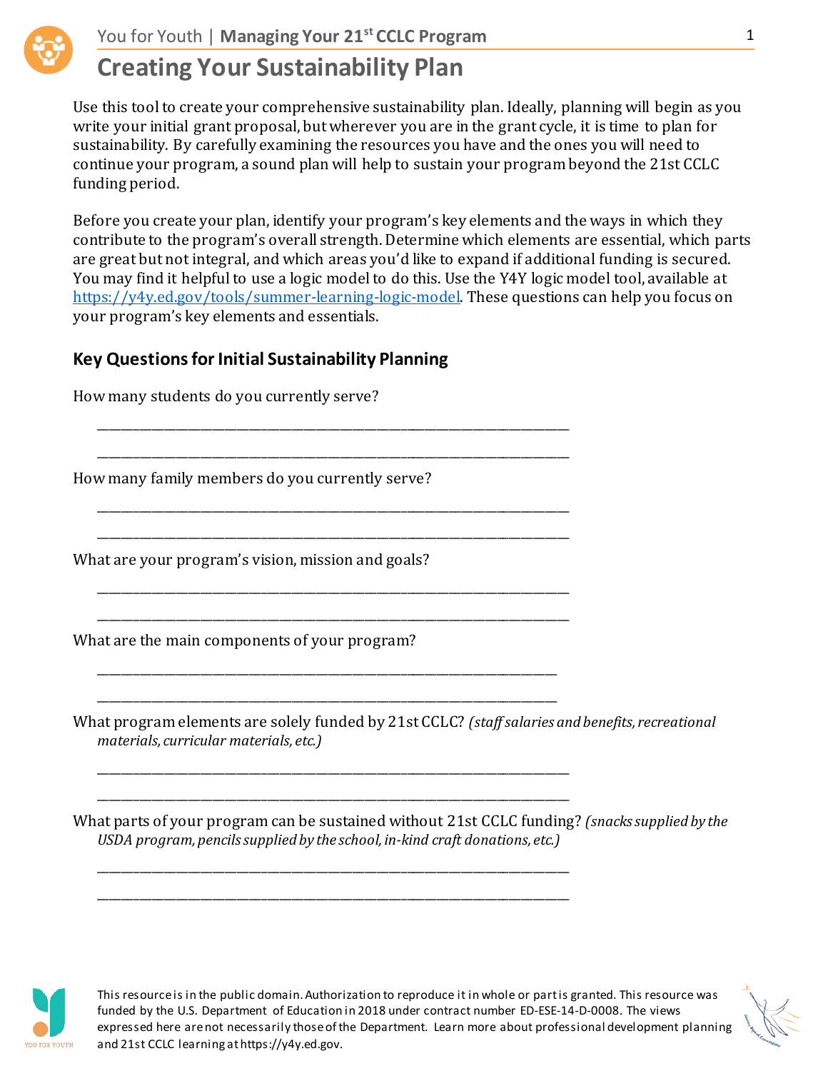# Creating Your Sustainability Plan

Use this tool to create your comprehensive sustainability plan. Ideally, planning will begin as you write your initial grant proposal, but wherever you are in the grant cycle, it is time to plan for sustainability. By carefully examining the resources you have and the ones you will need to continue your program, a sound plan will help to sustain your program beyond the 21st CCLC funding period.

Before you create your plan, identify your program's key elements and the ways in which they contribute to the program's overall strength. Determine which elements are essential, which parts are great but not integral, and which areas you'd like to expand if additional funding is secured. You may find it helpful to use a logic model to do this. Use the Y4Y logic model tool, available at https://y4y.ed.gov/tools/summer-learning-logic-model. These questions can help you focus on your program's key elements and essentials.

## Key Questions for Initial Sustainability Planning

How many students do you currently serve?

_______________________________________________________________________

_______________________________________________________________________

How many family members do you currently serve?

_______________________________________________________________________

_______________________________________________________________________

What are your program's vision, mission and goals?

_______________________________________________________________________

_______________________________________________________________________

What are the main components of your program?

_______________________________________________________________________

_______________________________________________________________________

What program elements are solely funded by 21st CCLC? *(staff salaries and benefits, recreational materials, curricular materials, etc.)*

_______________________________________________________________________

_______________________________________________________________________

What parts of your program can be sustained without 21st CCLC funding? *(snacks supplied by the USDA program, pencils supplied by the school, in-kind craft donations, etc.)*

_______________________________________________________________________

_______________________________________________________________________

This resource is in the public domain. Authorization to reproduce it in whole or part is granted. This resource was funded by the U.S. Department of Education in 2018 under contract number ED-ESE-14-D-0008. The views expressed here are not necessarily those of the Department. Learn more about professional development planning and 21st CCLC learning at https://y4y.ed.gov.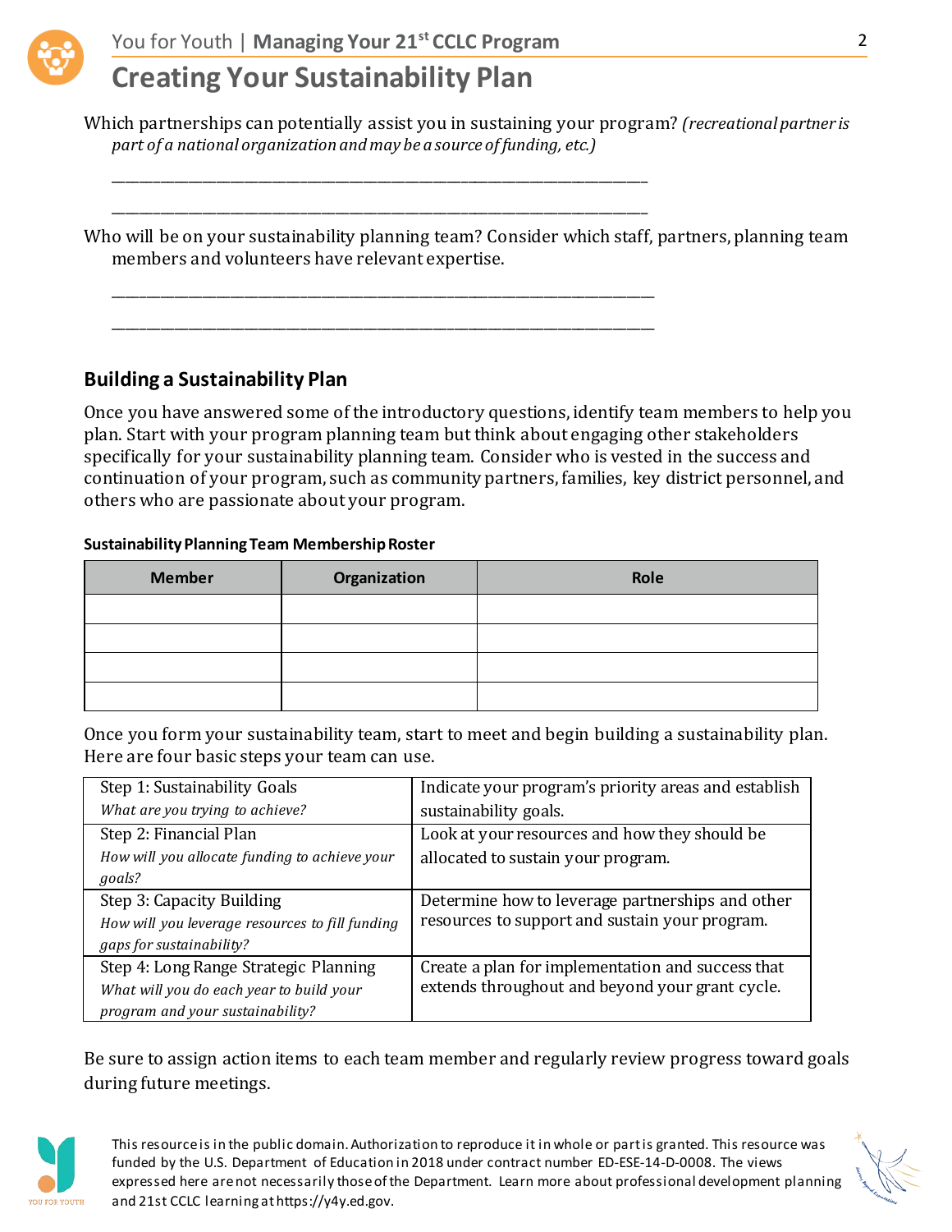## Creating Your Sustainability Plan

Which partnerships can potentially assist you in sustaining your program? *(recreational partner is part of a national organization and may be a source of funding, etc.)*

_______________________________________________________________________

_______________________________________________________________________

Who will be on your sustainability planning team? Consider which staff, partners, planning team members and volunteers have relevant expertise.

_______________________________________________________________________

_______________________________________________________________________

### Building a Sustainability Plan

Once you have answered some of the introductory questions, identify team members to help you plan. Start with your program planning team but think about engaging other stakeholders specifically for your sustainability planning team. Consider who is vested in the success and continuation of your program, such as community partners, families, key district personnel, and others who are passionate about your program.

**Sustainability Planning Team Membership Roster**

| Member | Organization | Role |
|---|---|---|
| | | |
| | | |
| | | |
| | | |

Once you form your sustainability team, start to meet and begin building a sustainability plan. Here are four basic steps your team can use.

| | |
|---|---|
| Step 1: Sustainability Goals<br>*What are you trying to achieve?* | Indicate your program's priority areas and establish sustainability goals. |
| Step 2: Financial Plan<br>*How will you allocate funding to achieve your goals?* | Look at your resources and how they should be allocated to sustain your program. |
| Step 3: Capacity Building<br>*How will you leverage resources to fill funding gaps for sustainability?* | Determine how to leverage partnerships and other resources to support and sustain your program. |
| Step 4: Long Range Strategic Planning<br>*What will you do each year to build your program and your sustainability?* | Create a plan for implementation and success that extends throughout and beyond your grant cycle. |

Be sure to assign action items to each team member and regularly review progress toward goals during future meetings.

This resource is in the public domain. Authorization to reproduce it in whole or part is granted. This resource was funded by the U.S. Department of Education in 2018 under contract number ED-ESE-14-D-0008. The views expressed here are not necessarily those of the Department. Learn more about professional development planning and 21st CCLC learning at https://y4y.ed.gov.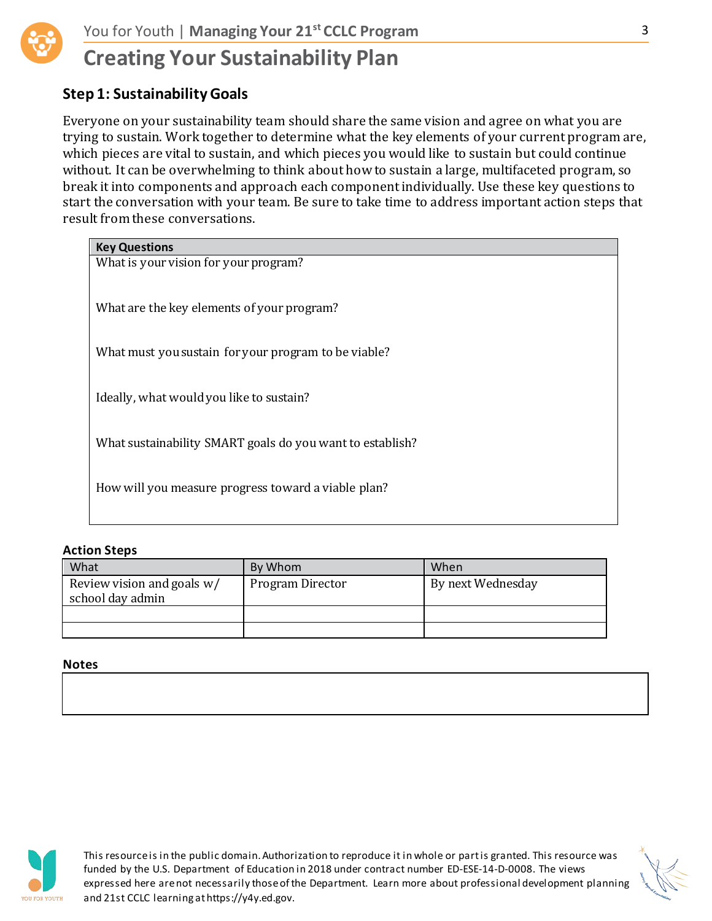# Creating Your Sustainability Plan

## Step 1: Sustainability Goals

Everyone on your sustainability team should share the same vision and agree on what you are trying to sustain. Work together to determine what the key elements of your current program are, which pieces are vital to sustain, and which pieces you would like to sustain but could continue without. It can be overwhelming to think about how to sustain a large, multifaceted program, so break it into components and approach each component individually. Use these key questions to start the conversation with your team. Be sure to take time to address important action steps that result from these conversations.

| Key Questions |
| --- |
| What is your vision for your program? |
| What are the key elements of your program? |
| What must you sustain for your program to be viable? |
| Ideally, what would you like to sustain? |
| What sustainability SMART goals do you want to establish? |
| How will you measure progress toward a viable plan? |

### Action Steps

| What | By Whom | When |
| --- | --- | --- |
| Review vision and goals w/ school day admin | Program Director | By next Wednesday |
| | | |
| | | |

### Notes

| |
| --- |
| |

This resource is in the public domain. Authorization to reproduce it in whole or part is granted. This resource was funded by the U.S. Department of Education in 2018 under contract number ED-ESE-14-D-0008. The views expressed here are not necessarily those of the Department. Learn more about professional development planning and 21st CCLC learning at https://y4y.ed.gov.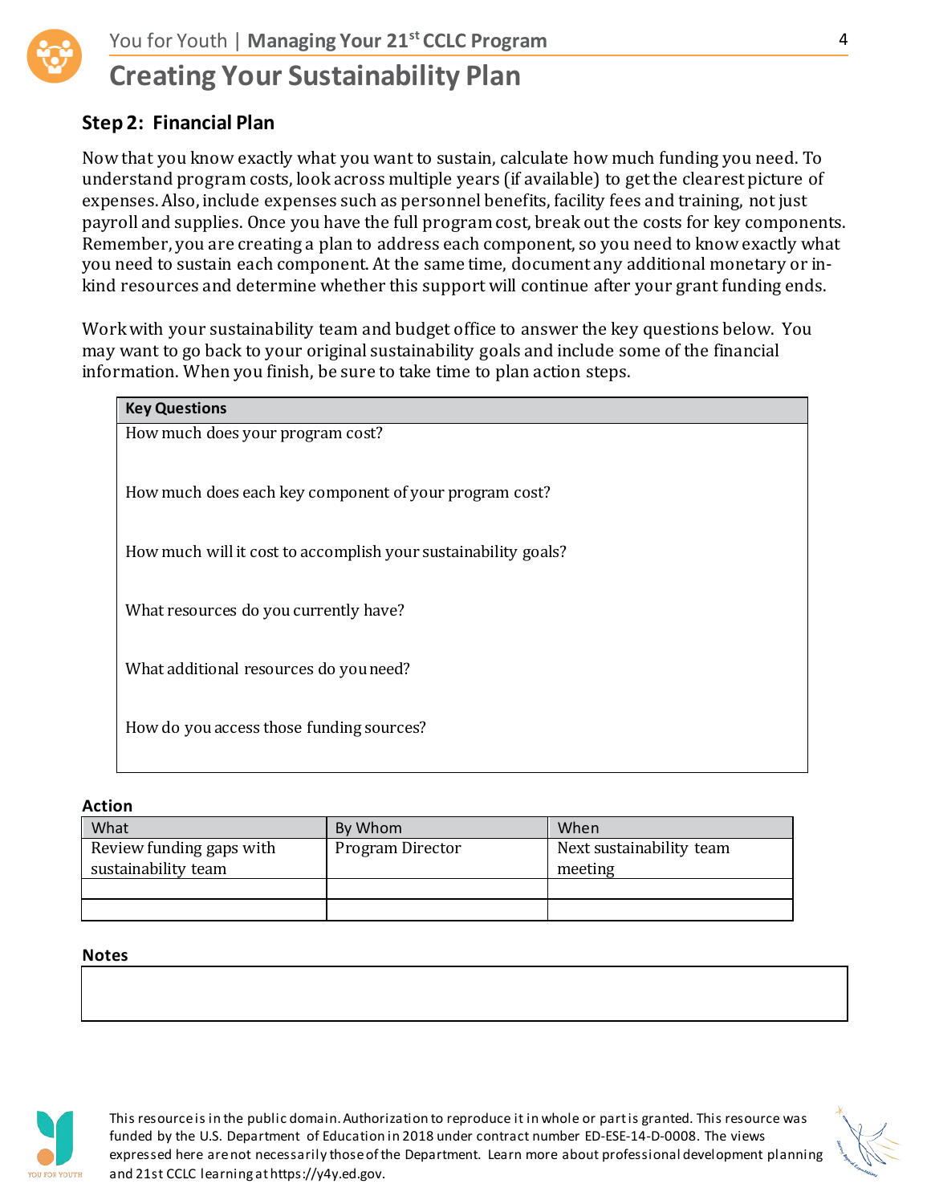# Creating Your Sustainability Plan

## Step 2: Financial Plan

Now that you know exactly what you want to sustain, calculate how much funding you need. To understand program costs, look across multiple years (if available) to get the clearest picture of expenses. Also, include expenses such as personnel benefits, facility fees and training, not just payroll and supplies. Once you have the full program cost, break out the costs for key components. Remember, you are creating a plan to address each component, so you need to know exactly what you need to sustain each component. At the same time, document any additional monetary or in-kind resources and determine whether this support will continue after your grant funding ends.

Work with your sustainability team and budget office to answer the key questions below. You may want to go back to your original sustainability goals and include some of the financial information. When you finish, be sure to take time to plan action steps.

| Key Questions |
|---|
| How much does your program cost? |
| How much does each key component of your program cost? |
| How much will it cost to accomplish your sustainability goals? |
| What resources do you currently have? |
| What additional resources do you need? |
| How do you access those funding sources? |

**Action**

| What | By Whom | When |
|---|---|---|
| Review funding gaps with sustainability team | Program Director | Next sustainability team meeting |
| | | |
| | | |

**Notes**

This resource is in the public domain. Authorization to reproduce it in whole or part is granted. This resource was funded by the U.S. Department of Education in 2018 under contract number ED-ESE-14-D-0008. The views expressed here are not necessarily those of the Department. Learn more about professional development planning and 21st CCLC learning at https://y4y.ed.gov.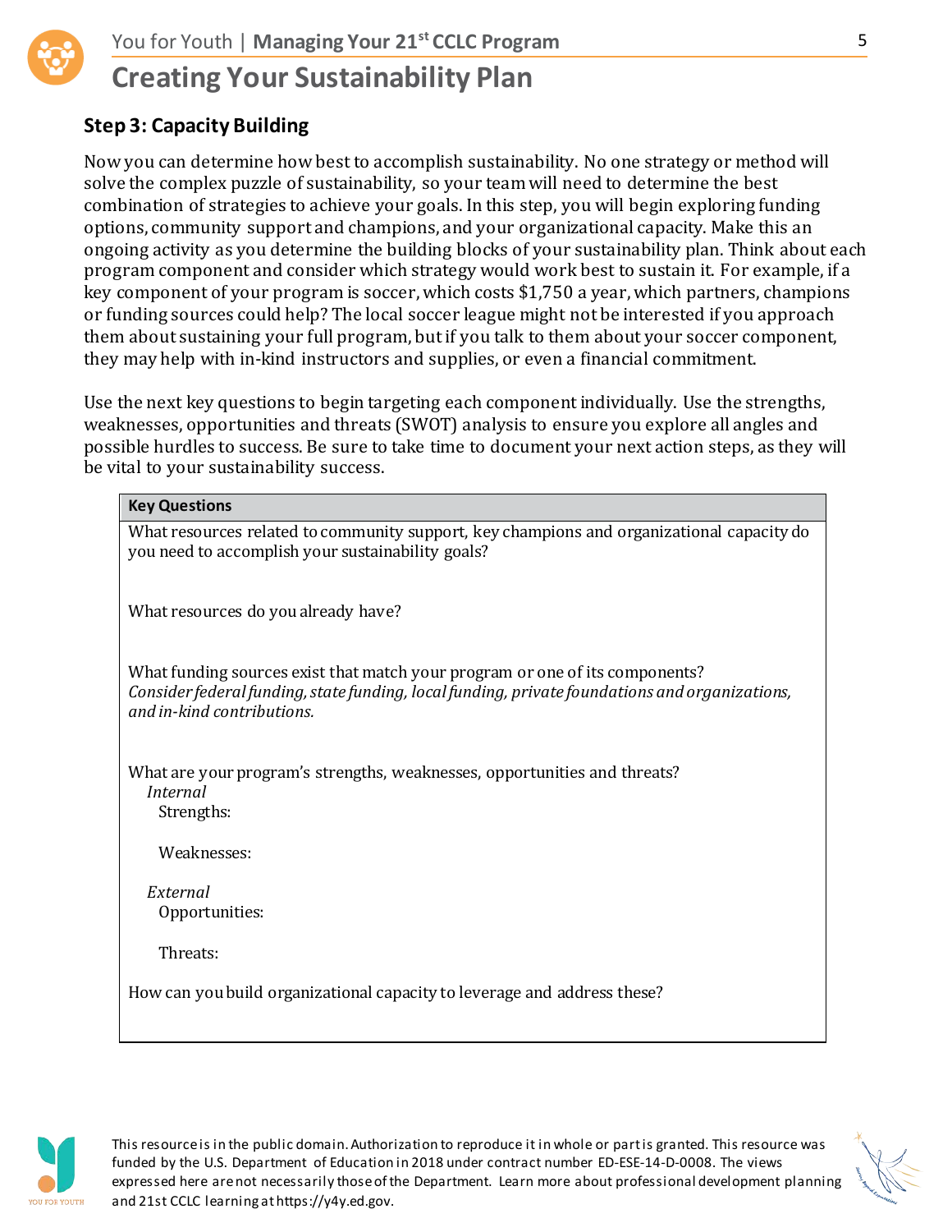# Creating Your Sustainability Plan

## Step 3: Capacity Building

Now you can determine how best to accomplish sustainability. No one strategy or method will solve the complex puzzle of sustainability, so your team will need to determine the best combination of strategies to achieve your goals. In this step, you will begin exploring funding options, community support and champions, and your organizational capacity. Make this an ongoing activity as you determine the building blocks of your sustainability plan. Think about each program component and consider which strategy would work best to sustain it. For example, if a key component of your program is soccer, which costs $1,750 a year, which partners, champions or funding sources could help? The local soccer league might not be interested if you approach them about sustaining your full program, but if you talk to them about your soccer component, they may help with in-kind instructors and supplies, or even a financial commitment.

Use the next key questions to begin targeting each component individually. Use the strengths, weaknesses, opportunities and threats (SWOT) analysis to ensure you explore all angles and possible hurdles to success. Be sure to take time to document your next action steps, as they will be vital to your sustainability success.

| Key Questions |
| --- |
| What resources related to community support, key champions and organizational capacity do you need to accomplish your sustainability goals? |
| What resources do you already have? |
| What funding sources exist that match your program or one of its components?<br>*Consider federal funding, state funding, local funding, private foundations and organizations, and in-kind contributions.* |
| What are your program's strengths, weaknesses, opportunities and threats?<br>*Internal*<br>Strengths:<br>Weaknesses:<br>*External*<br>Opportunities:<br>Threats: |
| How can you build organizational capacity to leverage and address these? |

This resource is in the public domain. Authorization to reproduce it in whole or part is granted. This resource was funded by the U.S. Department of Education in 2018 under contract number ED-ESE-14-D-0008. The views expressed here are not necessarily those of the Department. Learn more about professional development planning and 21st CCLC learning at https://y4y.ed.gov.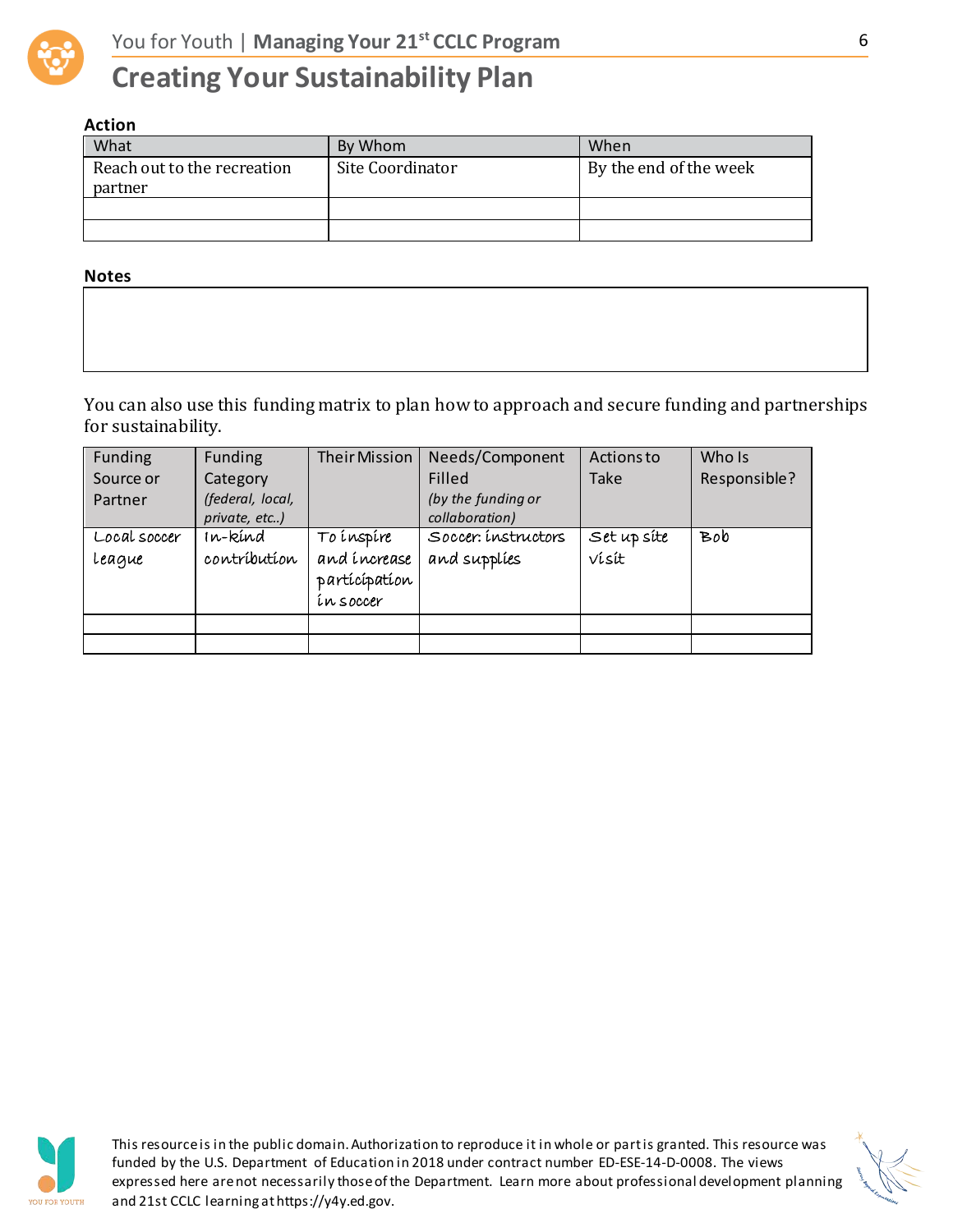# Creating Your Sustainability Plan

### Action

| What | By Whom | When |
|---|---|---|
| Reach out to the recreation partner | Site Coordinator | By the end of the week |
| | | |
| | | |

### Notes

| |
|---|
| |

You can also use this funding matrix to plan how to approach and secure funding and partnerships for sustainability.

| Funding Source or Partner | Funding Category *(federal, local, private, etc..)* | Their Mission | Needs/Component Filled *(by the funding or collaboration)* | Actions to Take | Who Is Responsible? |
|---|---|---|---|---|---|
| Local soccer league | In-kind contribution | To inspire and increase participation in soccer | Soccer: instructors and supplies | Set up site visit | Bob |
| | | | | | |
| | | | | | |

This resource is in the public domain. Authorization to reproduce it in whole or part is granted. This resource was funded by the U.S. Department of Education in 2018 under contract number ED-ESE-14-D-0008. The views expressed here are not necessarily those of the Department. Learn more about professional development planning and 21st CCLC learning at https://y4y.ed.gov.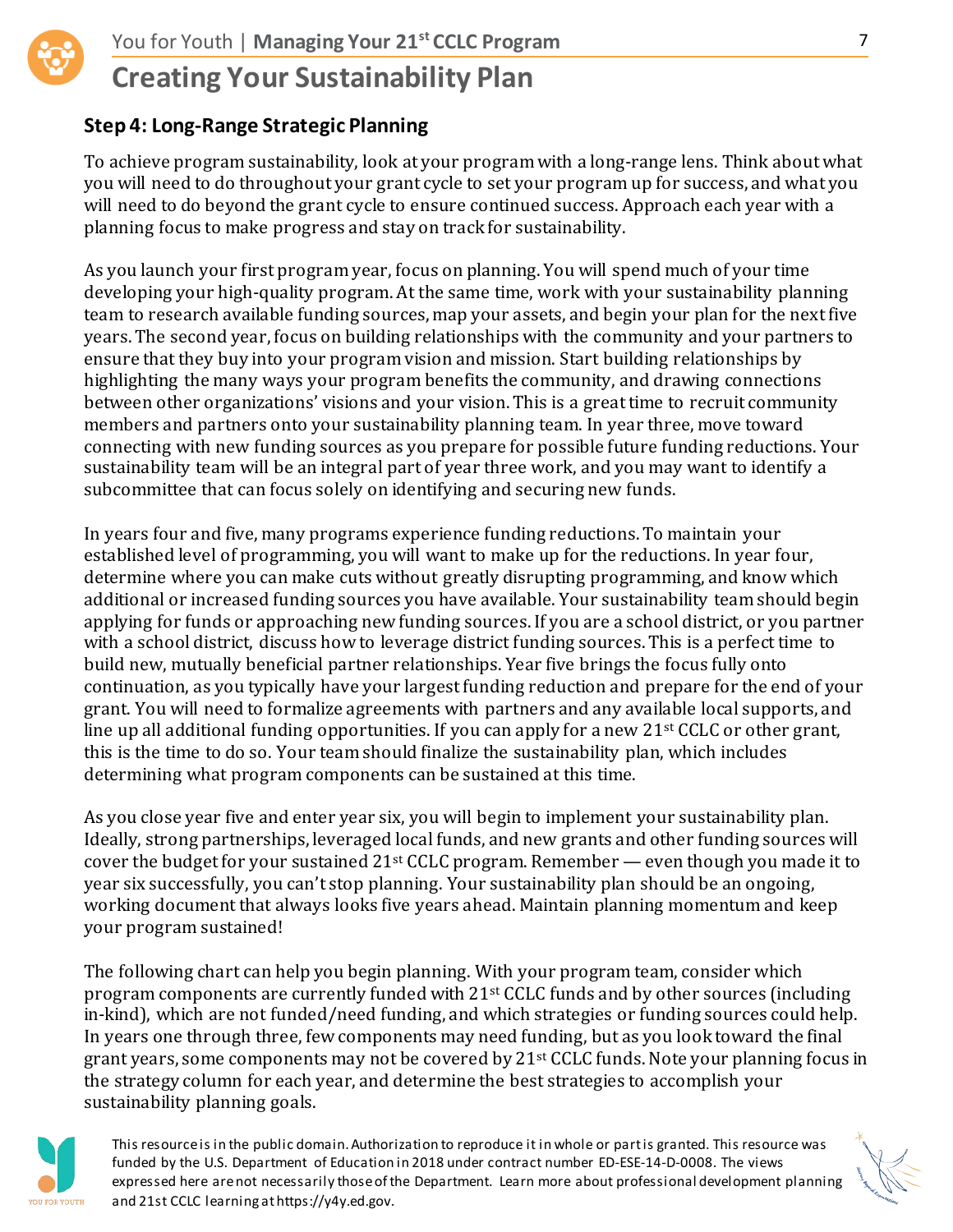# Creating Your Sustainability Plan

### Step 4: Long-Range Strategic Planning

To achieve program sustainability, look at your program with a long-range lens. Think about what you will need to do throughout your grant cycle to set your program up for success, and what you will need to do beyond the grant cycle to ensure continued success. Approach each year with a planning focus to make progress and stay on track for sustainability.

As you launch your first program year, focus on planning. You will spend much of your time developing your high-quality program. At the same time, work with your sustainability planning team to research available funding sources, map your assets, and begin your plan for the next five years. The second year, focus on building relationships with the community and your partners to ensure that they buy into your program vision and mission. Start building relationships by highlighting the many ways your program benefits the community, and drawing connections between other organizations' visions and your vision. This is a great time to recruit community members and partners onto your sustainability planning team. In year three, move toward connecting with new funding sources as you prepare for possible future funding reductions. Your sustainability team will be an integral part of year three work, and you may want to identify a subcommittee that can focus solely on identifying and securing new funds.

In years four and five, many programs experience funding reductions. To maintain your established level of programming, you will want to make up for the reductions. In year four, determine where you can make cuts without greatly disrupting programming, and know which additional or increased funding sources you have available. Your sustainability team should begin applying for funds or approaching new funding sources. If you are a school district, or you partner with a school district, discuss how to leverage district funding sources. This is a perfect time to build new, mutually beneficial partner relationships. Year five brings the focus fully onto continuation, as you typically have your largest funding reduction and prepare for the end of your grant. You will need to formalize agreements with partners and any available local supports, and line up all additional funding opportunities. If you can apply for a new 21st CCLC or other grant, this is the time to do so. Your team should finalize the sustainability plan, which includes determining what program components can be sustained at this time.

As you close year five and enter year six, you will begin to implement your sustainability plan. Ideally, strong partnerships, leveraged local funds, and new grants and other funding sources will cover the budget for your sustained 21st CCLC program. Remember — even though you made it to year six successfully, you can't stop planning. Your sustainability plan should be an ongoing, working document that always looks five years ahead. Maintain planning momentum and keep your program sustained!

The following chart can help you begin planning. With your program team, consider which program components are currently funded with 21st CCLC funds and by other sources (including in-kind), which are not funded/need funding, and which strategies or funding sources could help. In years one through three, few components may need funding, but as you look toward the final grant years, some components may not be covered by 21st CCLC funds. Note your planning focus in the strategy column for each year, and determine the best strategies to accomplish your sustainability planning goals.

This resource is in the public domain. Authorization to reproduce it in whole or part is granted. This resource was funded by the U.S. Department of Education in 2018 under contract number ED-ESE-14-D-0008. The views expressed here are not necessarily those of the Department. Learn more about professional development planning and 21st CCLC learning at https://y4y.ed.gov.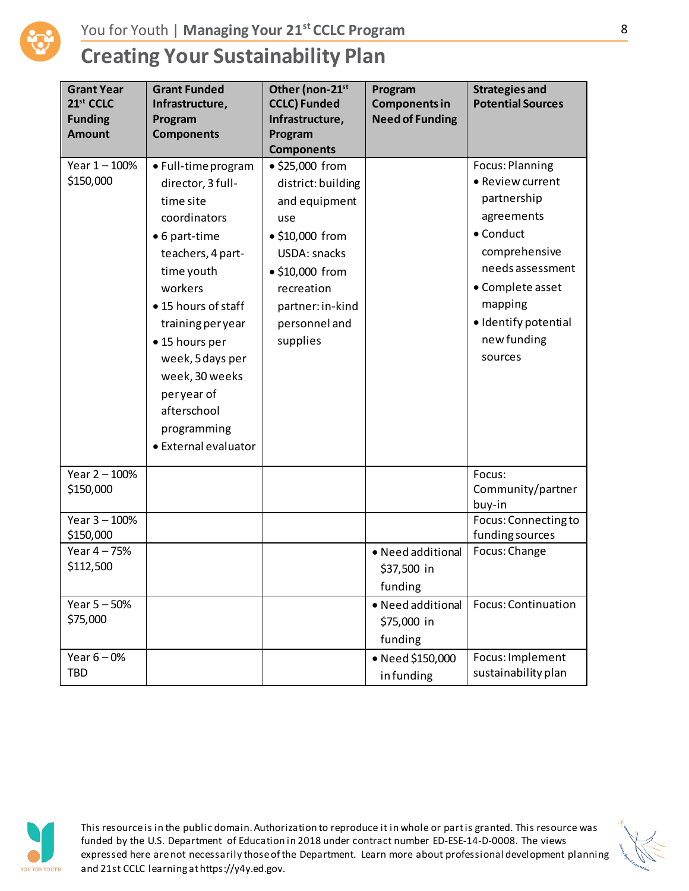# Creating Your Sustainability Plan

| Grant Year 21st CCLC Funding Amount | Grant Funded Infrastructure, Program Components | Other (non-21st CCLC) Funded Infrastructure, Program Components | Program Components in Need of Funding | Strategies and Potential Sources |
|---|---|---|---|---|
| Year 1 – 100% $150,000 | • Full-time program director, 3 full-time site coordinators<br>• 6 part-time teachers, 4 part-time youth workers<br>• 15 hours of staff training per year<br>• 15 hours per week, 5 days per week, 30 weeks per year of afterschool programming<br>• External evaluator | • $25,000 from district: building and equipment use<br>• $10,000 from USDA: snacks<br>• $10,000 from recreation partner: in-kind personnel and supplies | | Focus: Planning<br>• Review current partnership agreements<br>• Conduct comprehensive needs assessment<br>• Complete asset mapping<br>• Identify potential new funding sources |
| Year 2 – 100% $150,000 | | | | Focus: Community/partner buy-in |
| Year 3 – 100% $150,000 | | | | Focus: Connecting to funding sources |
| Year 4 – 75% $112,500 | | | • Need additional $37,500 in funding | Focus: Change |
| Year 5 – 50% $75,000 | | | • Need additional $75,000 in funding | Focus: Continuation |
| Year 6 – 0% TBD | | | • Need $150,000 in funding | Focus: Implement sustainability plan |

This resource is in the public domain. Authorization to reproduce it in whole or part is granted. This resource was funded by the U.S. Department of Education in 2018 under contract number ED-ESE-14-D-0008. The views expressed here are not necessarily those of the Department. Learn more about professional development planning and 21st CCLC learning at https://y4y.ed.gov.